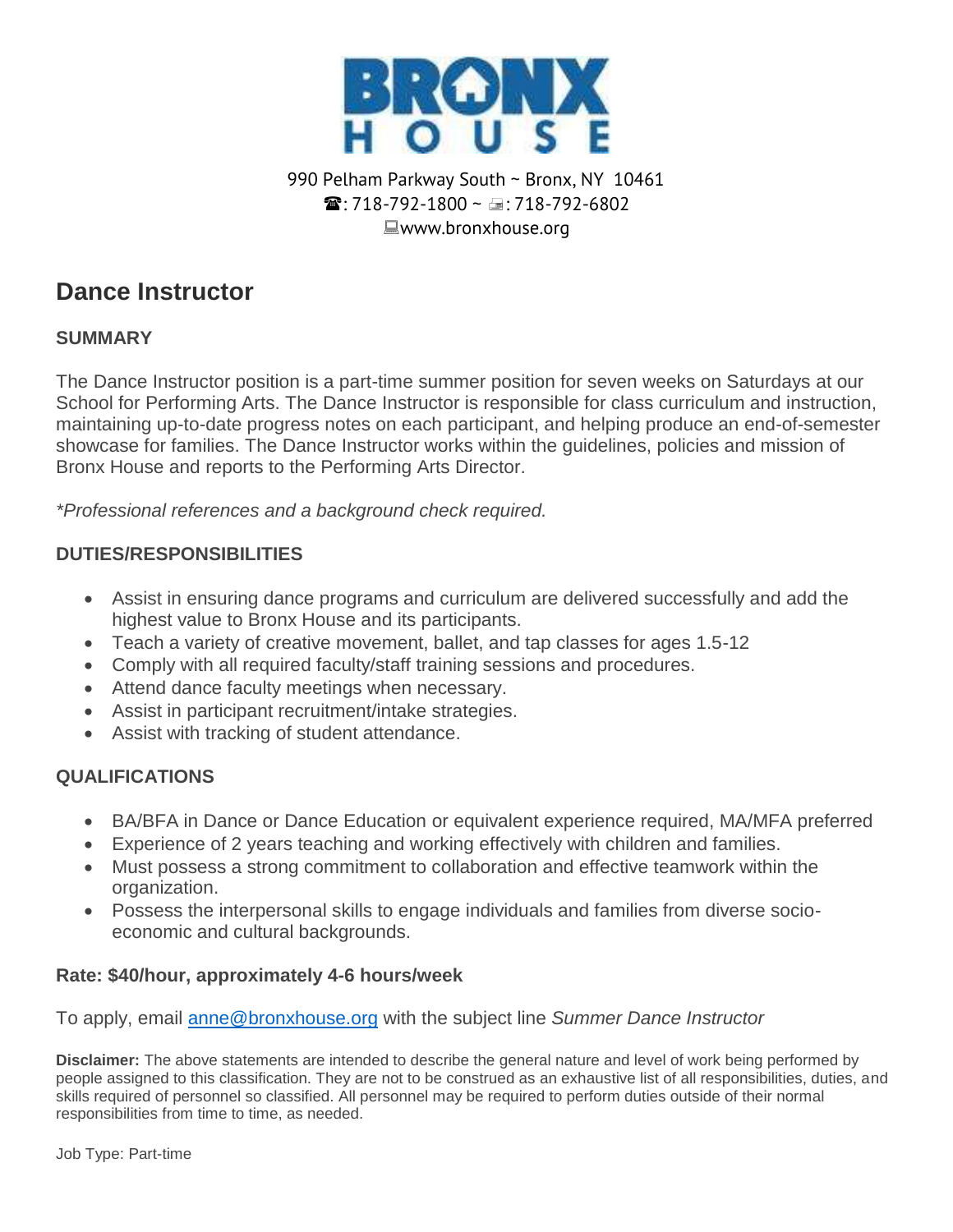# BRONX HOUSE

990 Pelham Parkway South ~ Bronx, NY 10461
☎: 718-792-1800 ~ 📠: 718-792-6802
💻www.bronxhouse.org

## Dance Instructor

### SUMMARY

The Dance Instructor position is a part-time summer position for seven weeks on Saturdays at our School for Performing Arts. The Dance Instructor is responsible for class curriculum and instruction, maintaining up-to-date progress notes on each participant, and helping produce an end-of-semester showcase for families. The Dance Instructor works within the guidelines, policies and mission of Bronx House and reports to the Performing Arts Director.

*\*Professional references and a background check required.*

### DUTIES/RESPONSIBILITIES

- Assist in ensuring dance programs and curriculum are delivered successfully and add the highest value to Bronx House and its participants.
- Teach a variety of creative movement, ballet, and tap classes for ages 1.5-12
- Comply with all required faculty/staff training sessions and procedures.
- Attend dance faculty meetings when necessary.
- Assist in participant recruitment/intake strategies.
- Assist with tracking of student attendance.

### QUALIFICATIONS

- BA/BFA in Dance or Dance Education or equivalent experience required, MA/MFA preferred
- Experience of 2 years teaching and working effectively with children and families.
- Must possess a strong commitment to collaboration and effective teamwork within the organization.
- Possess the interpersonal skills to engage individuals and families from diverse socio-economic and cultural backgrounds.

**Rate: $40/hour, approximately 4-6 hours/week**

To apply, email [anne@bronxhouse.org](mailto:anne@bronxhouse.org) with the subject line *Summer Dance Instructor*

**Disclaimer:** The above statements are intended to describe the general nature and level of work being performed by people assigned to this classification. They are not to be construed as an exhaustive list of all responsibilities, duties, and skills required of personnel so classified. All personnel may be required to perform duties outside of their normal responsibilities from time to time, as needed.

Job Type: Part-time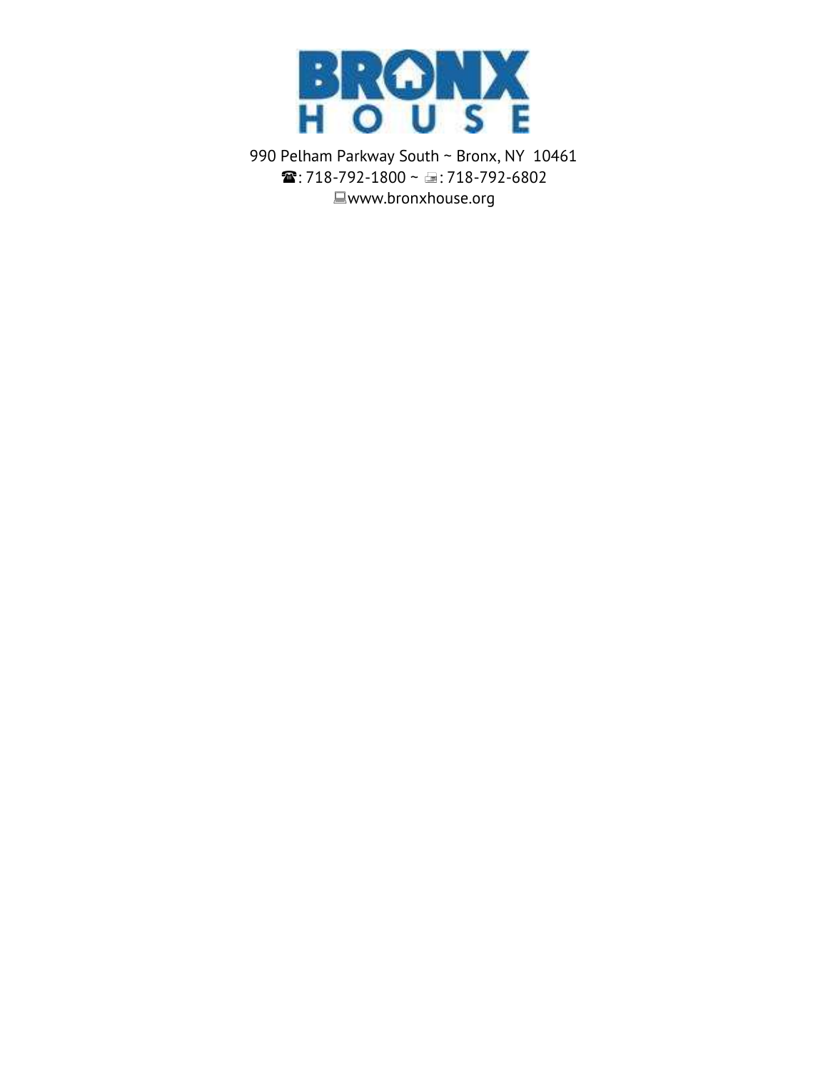BRONX HOUSE

990 Pelham Parkway South ~ Bronx, NY 10461

☎: 718-792-1800 ~ 🖷: 718-792-6802

💻www.bronxhouse.org